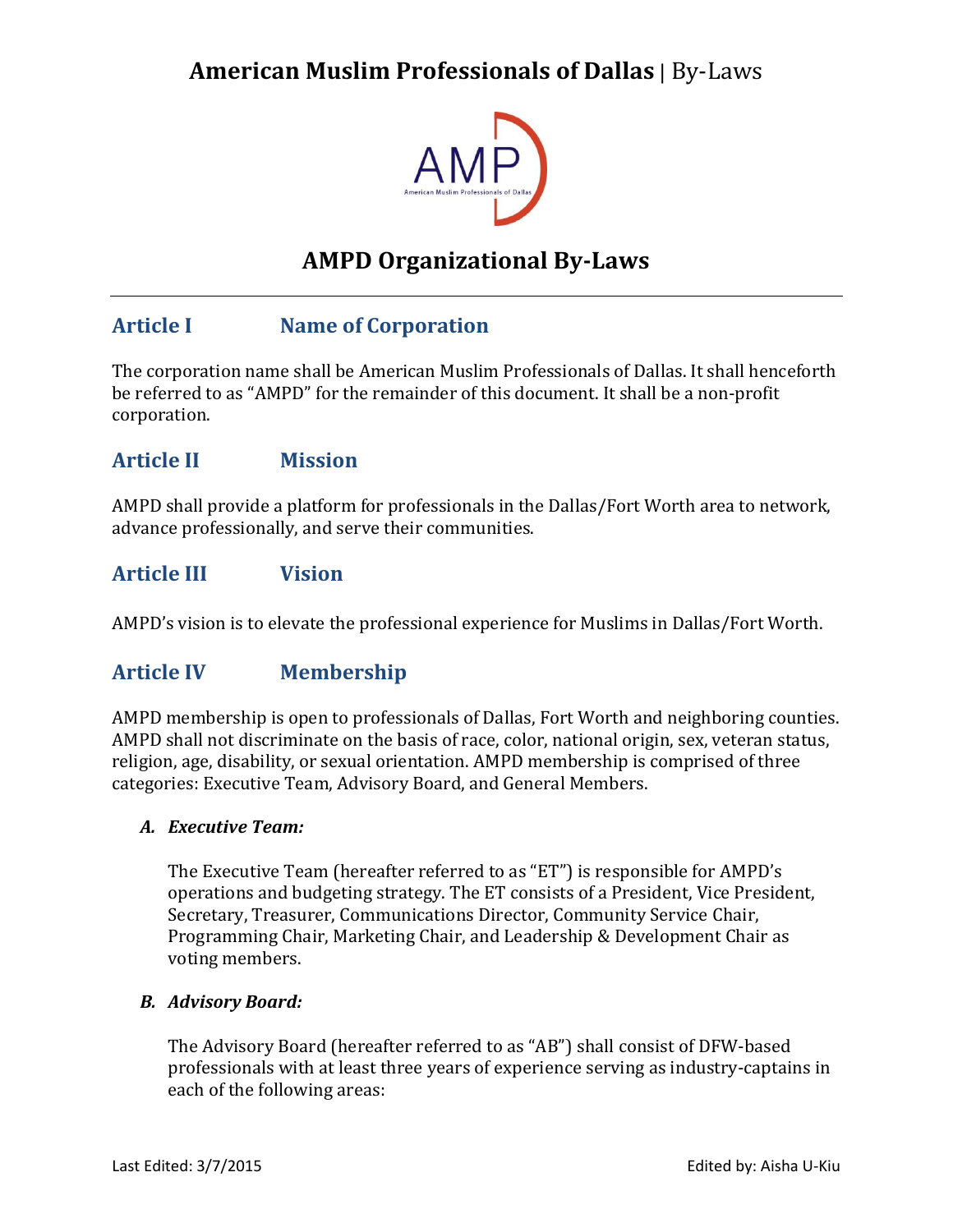# American Muslim Professionals of Dallas | By-Laws

## AMPD Organizational By-Laws

---

## Article I Name of Corporation

The corporation name shall be American Muslim Professionals of Dallas. It shall henceforth be referred to as "AMPD" for the remainder of this document. It shall be a non-profit corporation.

## Article II Mission

AMPD shall provide a platform for professionals in the Dallas/Fort Worth area to network, advance professionally, and serve their communities.

## Article III Vision

AMPD's vision is to elevate the professional experience for Muslims in Dallas/Fort Worth.

## Article IV Membership

AMPD membership is open to professionals of Dallas, Fort Worth and neighboring counties. AMPD shall not discriminate on the basis of race, color, national origin, sex, veteran status, religion, age, disability, or sexual orientation. AMPD membership is comprised of three categories: Executive Team, Advisory Board, and General Members.

### *A. Executive Team:*

The Executive Team (hereafter referred to as "ET") is responsible for AMPD's operations and budgeting strategy. The ET consists of a President, Vice President, Secretary, Treasurer, Communications Director, Community Service Chair, Programming Chair, Marketing Chair, and Leadership & Development Chair as voting members.

### *B. Advisory Board:*

The Advisory Board (hereafter referred to as "AB") shall consist of DFW-based professionals with at least three years of experience serving as industry-captains in each of the following areas: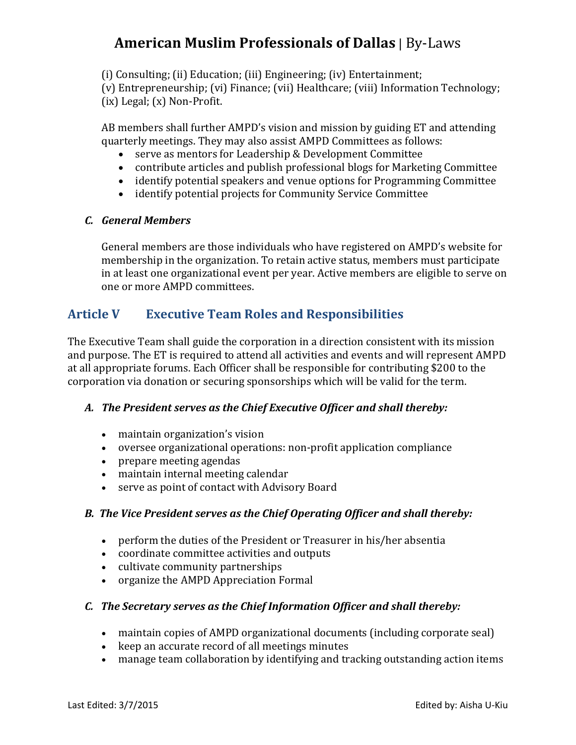(i) Consulting; (ii) Education; (iii) Engineering; (iv) Entertainment;
(v) Entrepreneurship; (vi) Finance; (vii) Healthcare; (viii) Information Technology;
(ix) Legal; (x) Non-Profit.

AB members shall further AMPD's vision and mission by guiding ET and attending quarterly meetings. They may also assist AMPD Committees as follows:

- serve as mentors for Leadership & Development Committee
- contribute articles and publish professional blogs for Marketing Committee
- identify potential speakers and venue options for Programming Committee
- identify potential projects for Community Service Committee

### *C. General Members*

General members are those individuals who have registered on AMPD's website for membership in the organization. To retain active status, members must participate in at least one organizational event per year. Active members are eligible to serve on one or more AMPD committees.

## Article V Executive Team Roles and Responsibilities

The Executive Team shall guide the corporation in a direction consistent with its mission and purpose. The ET is required to attend all activities and events and will represent AMPD at all appropriate forums. Each Officer shall be responsible for contributing $200 to the corporation via donation or securing sponsorships which will be valid for the term.

### *A. The President serves as the Chief Executive Officer and shall thereby:*

- maintain organization's vision
- oversee organizational operations: non-profit application compliance
- prepare meeting agendas
- maintain internal meeting calendar
- serve as point of contact with Advisory Board

### *B. The Vice President serves as the Chief Operating Officer and shall thereby:*

- perform the duties of the President or Treasurer in his/her absentia
- coordinate committee activities and outputs
- cultivate community partnerships
- organize the AMPD Appreciation Formal

### *C. The Secretary serves as the Chief Information Officer and shall thereby:*

- maintain copies of AMPD organizational documents (including corporate seal)
- keep an accurate record of all meetings minutes
- manage team collaboration by identifying and tracking outstanding action items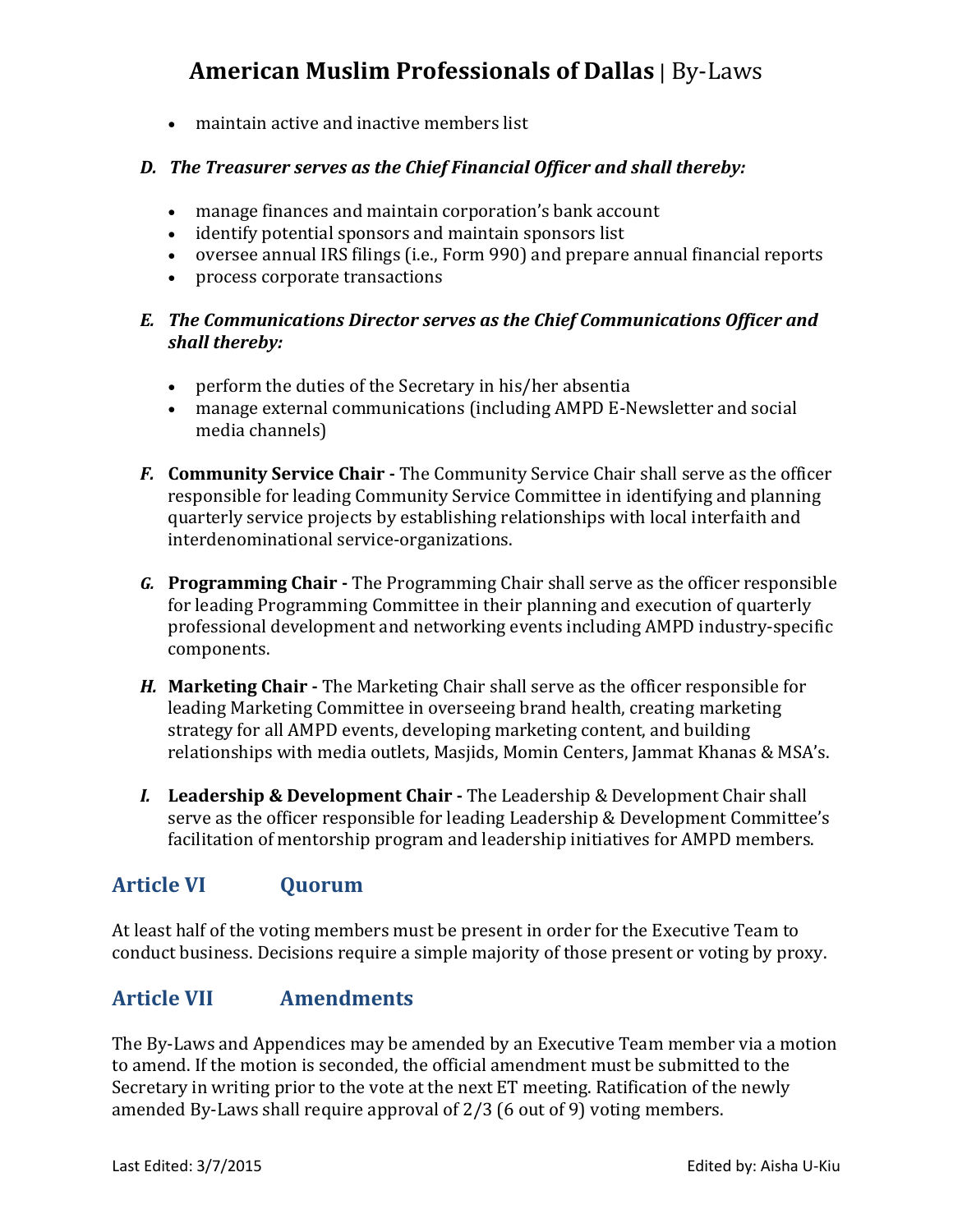- maintain active and inactive members list

### *D. The Treasurer serves as the Chief Financial Officer and shall thereby:*

- manage finances and maintain corporation's bank account
- identify potential sponsors and maintain sponsors list
- oversee annual IRS filings (i.e., Form 990) and prepare annual financial reports
- process corporate transactions

### *E. The Communications Director serves as the Chief Communications Officer and shall thereby:*

- perform the duties of the Secretary in his/her absentia
- manage external communications (including AMPD E-Newsletter and social media channels)

***F.*** **Community Service Chair -** The Community Service Chair shall serve as the officer responsible for leading Community Service Committee in identifying and planning quarterly service projects by establishing relationships with local interfaith and interdenominational service-organizations.

***G.*** **Programming Chair -** The Programming Chair shall serve as the officer responsible for leading Programming Committee in their planning and execution of quarterly professional development and networking events including AMPD industry-specific components.

***H.*** **Marketing Chair -** The Marketing Chair shall serve as the officer responsible for leading Marketing Committee in overseeing brand health, creating marketing strategy for all AMPD events, developing marketing content, and building relationships with media outlets, Masjids, Momin Centers, Jammat Khanas & MSA's.

***I.*** **Leadership & Development Chair -** The Leadership & Development Chair shall serve as the officer responsible for leading Leadership & Development Committee's facilitation of mentorship program and leadership initiatives for AMPD members.

## Article VI Quorum

At least half of the voting members must be present in order for the Executive Team to conduct business. Decisions require a simple majority of those present or voting by proxy.

## Article VII Amendments

The By-Laws and Appendices may be amended by an Executive Team member via a motion to amend. If the motion is seconded, the official amendment must be submitted to the Secretary in writing prior to the vote at the next ET meeting. Ratification of the newly amended By-Laws shall require approval of 2/3 (6 out of 9) voting members.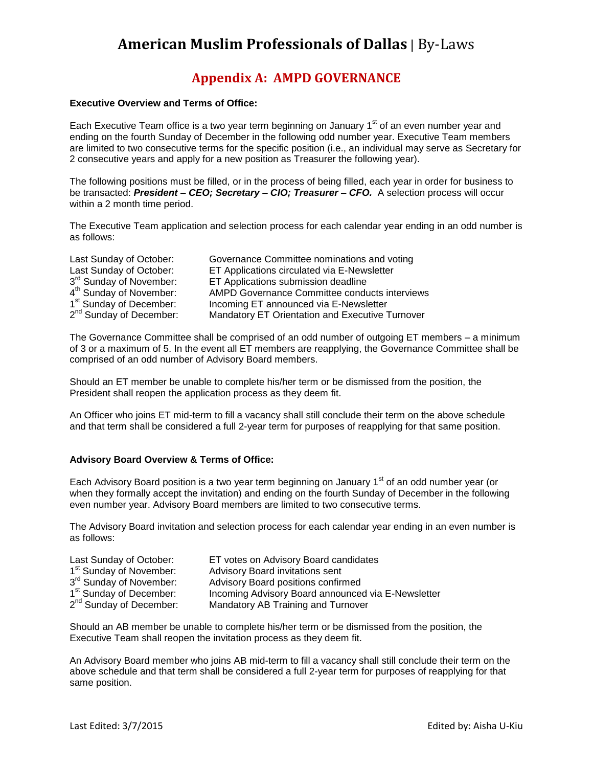# American Muslim Professionals of Dallas | By-Laws

## Appendix A: AMPD GOVERNANCE

**Executive Overview and Terms of Office:**

Each Executive Team office is a two year term beginning on January 1st of an even number year and ending on the fourth Sunday of December in the following odd number year. Executive Team members are limited to two consecutive terms for the specific position (i.e., an individual may serve as Secretary for 2 consecutive years and apply for a new position as Treasurer the following year).

The following positions must be filled, or in the process of being filled, each year in order for business to be transacted: ***President – CEO; Secretary – CIO; Treasurer – CFO.*** A selection process will occur within a 2 month time period.

The Executive Team application and selection process for each calendar year ending in an odd number is as follows:

| | |
|---|---|
| Last Sunday of October: | Governance Committee nominations and voting |
| Last Sunday of October: | ET Applications circulated via E-Newsletter |
| 3rd Sunday of November: | ET Applications submission deadline |
| 4th Sunday of November: | AMPD Governance Committee conducts interviews |
| 1st Sunday of December: | Incoming ET announced via E-Newsletter |
| 2nd Sunday of December: | Mandatory ET Orientation and Executive Turnover |

The Governance Committee shall be comprised of an odd number of outgoing ET members – a minimum of 3 or a maximum of 5. In the event all ET members are reapplying, the Governance Committee shall be comprised of an odd number of Advisory Board members.

Should an ET member be unable to complete his/her term or be dismissed from the position, the President shall reopen the application process as they deem fit.

An Officer who joins ET mid-term to fill a vacancy shall still conclude their term on the above schedule and that term shall be considered a full 2-year term for purposes of reapplying for that same position.

**Advisory Board Overview & Terms of Office:**

Each Advisory Board position is a two year term beginning on January 1st of an odd number year (or when they formally accept the invitation) and ending on the fourth Sunday of December in the following even number year. Advisory Board members are limited to two consecutive terms.

The Advisory Board invitation and selection process for each calendar year ending in an even number is as follows:

| | |
|---|---|
| Last Sunday of October: | ET votes on Advisory Board candidates |
| 1st Sunday of November: | Advisory Board invitations sent |
| 3rd Sunday of November: | Advisory Board positions confirmed |
| 1st Sunday of December: | Incoming Advisory Board announced via E-Newsletter |
| 2nd Sunday of December: | Mandatory AB Training and Turnover |

Should an AB member be unable to complete his/her term or be dismissed from the position, the Executive Team shall reopen the invitation process as they deem fit.

An Advisory Board member who joins AB mid-term to fill a vacancy shall still conclude their term on the above schedule and that term shall be considered a full 2-year term for purposes of reapplying for that same position.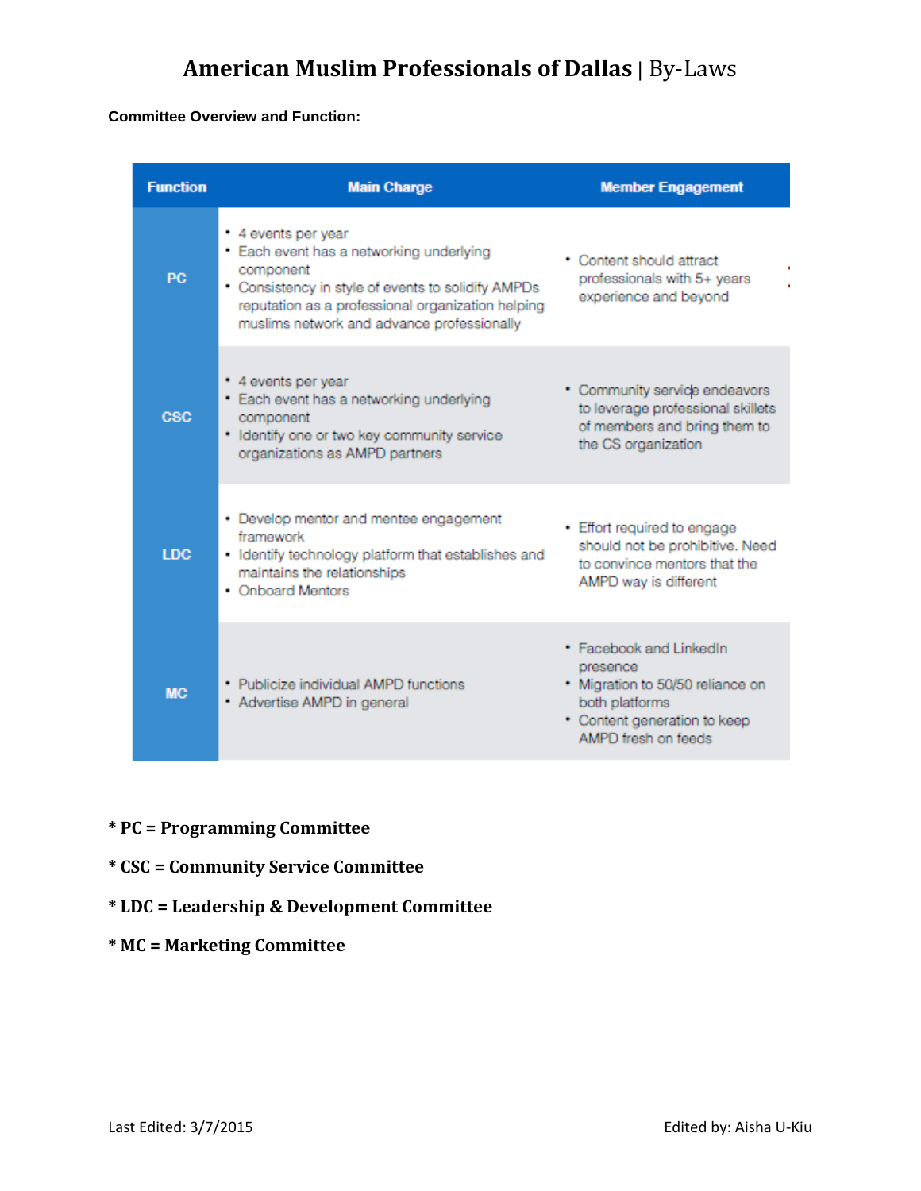**Committee Overview and Function:**

| Function | Main Charge | Member Engagement |
| --- | --- | --- |
| PC | • 4 events per year<br>• Each event has a networking underlying component<br>• Consistency in style of events to solidify AMPDs reputation as a professional organization helping muslims network and advance professionally | • Content should attract professionals with 5+ years experience and beyond |
| CSC | • 4 events per year<br>• Each event has a networking underlying component<br>• Identify one or two key community service organizations as AMPD partners | • Community service endeavors to leverage professional skillets of members and bring them to the CS organization |
| LDC | • Develop mentor and mentee engagement framework<br>• Identify technology platform that establishes and maintains the relationships<br>• Onboard Mentors | • Effort required to engage should not be prohibitive. Need to convince mentors that the AMPD way is different |
| MC | • Publicize individual AMPD functions<br>• Advertise AMPD in general | • Facebook and LinkedIn presence<br>• Migration to 50/50 reliance on both platforms<br>• Content generation to keep AMPD fresh on feeds |

**\* PC = Programming Committee**

**\* CSC = Community Service Committee**

**\* LDC = Leadership & Development Committee**

**\* MC = Marketing Committee**

Last Edited: 3/7/2015

Edited by: Aisha U-Kiu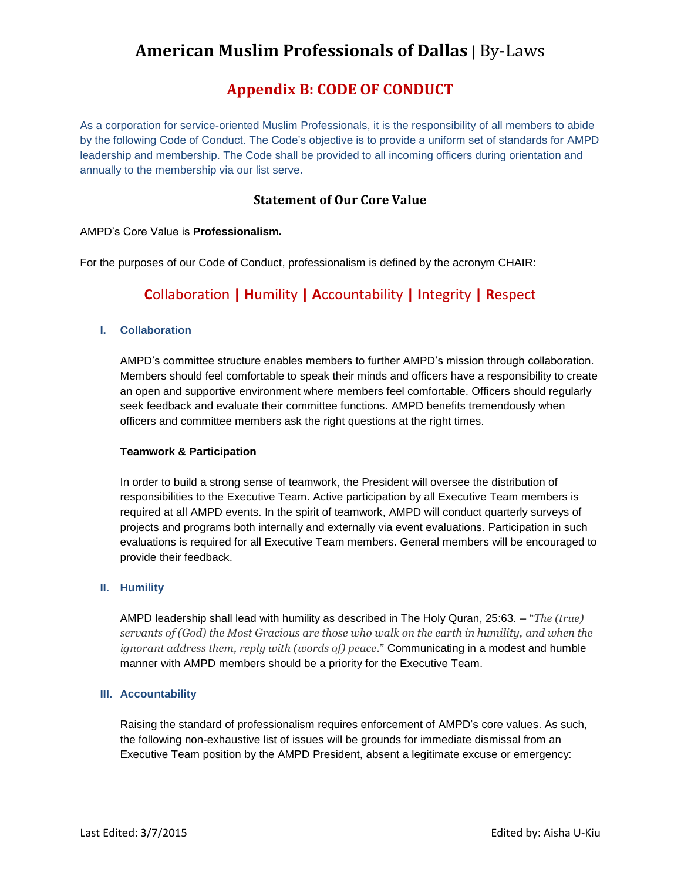# American Muslim Professionals of Dallas | By-Laws

## Appendix B: CODE OF CONDUCT

As a corporation for service-oriented Muslim Professionals, it is the responsibility of all members to abide by the following Code of Conduct. The Code's objective is to provide a uniform set of standards for AMPD leadership and membership. The Code shall be provided to all incoming officers during orientation and annually to the membership via our list serve.

### Statement of Our Core Value

AMPD's Core Value is **Professionalism.**

For the purposes of our Code of Conduct, professionalism is defined by the acronym CHAIR:

**C**ollaboration **|** **H**umility **|** **A**ccountability **|** **I**ntegrity **|** **R**espect

#### I. Collaboration

AMPD's committee structure enables members to further AMPD's mission through collaboration. Members should feel comfortable to speak their minds and officers have a responsibility to create an open and supportive environment where members feel comfortable. Officers should regularly seek feedback and evaluate their committee functions. AMPD benefits tremendously when officers and committee members ask the right questions at the right times.

**Teamwork & Participation**

In order to build a strong sense of teamwork, the President will oversee the distribution of responsibilities to the Executive Team. Active participation by all Executive Team members is required at all AMPD events. In the spirit of teamwork, AMPD will conduct quarterly surveys of projects and programs both internally and externally via event evaluations. Participation in such evaluations is required for all Executive Team members. General members will be encouraged to provide their feedback.

#### II. Humility

AMPD leadership shall lead with humility as described in The Holy Quran, 25:63. – "*The (true) servants of (God) the Most Gracious are those who walk on the earth in humility, and when the ignorant address them, reply with (words of) peace*." Communicating in a modest and humble manner with AMPD members should be a priority for the Executive Team.

#### III. Accountability

Raising the standard of professionalism requires enforcement of AMPD's core values. As such, the following non-exhaustive list of issues will be grounds for immediate dismissal from an Executive Team position by the AMPD President, absent a legitimate excuse or emergency: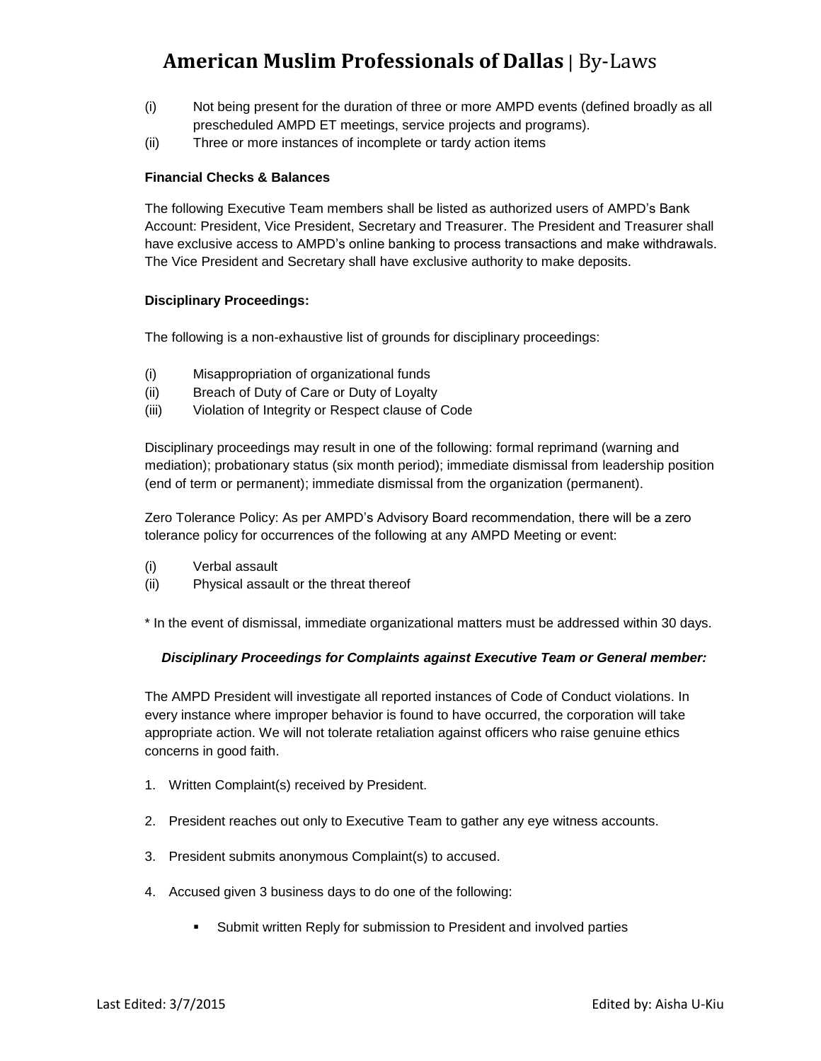(i) Not being present for the duration of three or more AMPD events (defined broadly as all prescheduled AMPD ET meetings, service projects and programs).

(ii) Three or more instances of incomplete or tardy action items

**Financial Checks & Balances**

The following Executive Team members shall be listed as authorized users of AMPD's Bank Account: President, Vice President, Secretary and Treasurer. The President and Treasurer shall have exclusive access to AMPD's online banking to process transactions and make withdrawals. The Vice President and Secretary shall have exclusive authority to make deposits.

**Disciplinary Proceedings:**

The following is a non-exhaustive list of grounds for disciplinary proceedings:

(i) Misappropriation of organizational funds

(ii) Breach of Duty of Care or Duty of Loyalty

(iii) Violation of Integrity or Respect clause of Code

Disciplinary proceedings may result in one of the following: formal reprimand (warning and mediation); probationary status (six month period); immediate dismissal from leadership position (end of term or permanent); immediate dismissal from the organization (permanent).

Zero Tolerance Policy: As per AMPD's Advisory Board recommendation, there will be a zero tolerance policy for occurrences of the following at any AMPD Meeting or event:

(i) Verbal assault

(ii) Physical assault or the threat thereof

* In the event of dismissal, immediate organizational matters must be addressed within 30 days.

***Disciplinary Proceedings for Complaints against Executive Team or General member:***

The AMPD President will investigate all reported instances of Code of Conduct violations. In every instance where improper behavior is found to have occurred, the corporation will take appropriate action. We will not tolerate retaliation against officers who raise genuine ethics concerns in good faith.

1. Written Complaint(s) received by President.

2. President reaches out only to Executive Team to gather any eye witness accounts.

3. President submits anonymous Complaint(s) to accused.

4. Accused given 3 business days to do one of the following:

    - Submit written Reply for submission to President and involved parties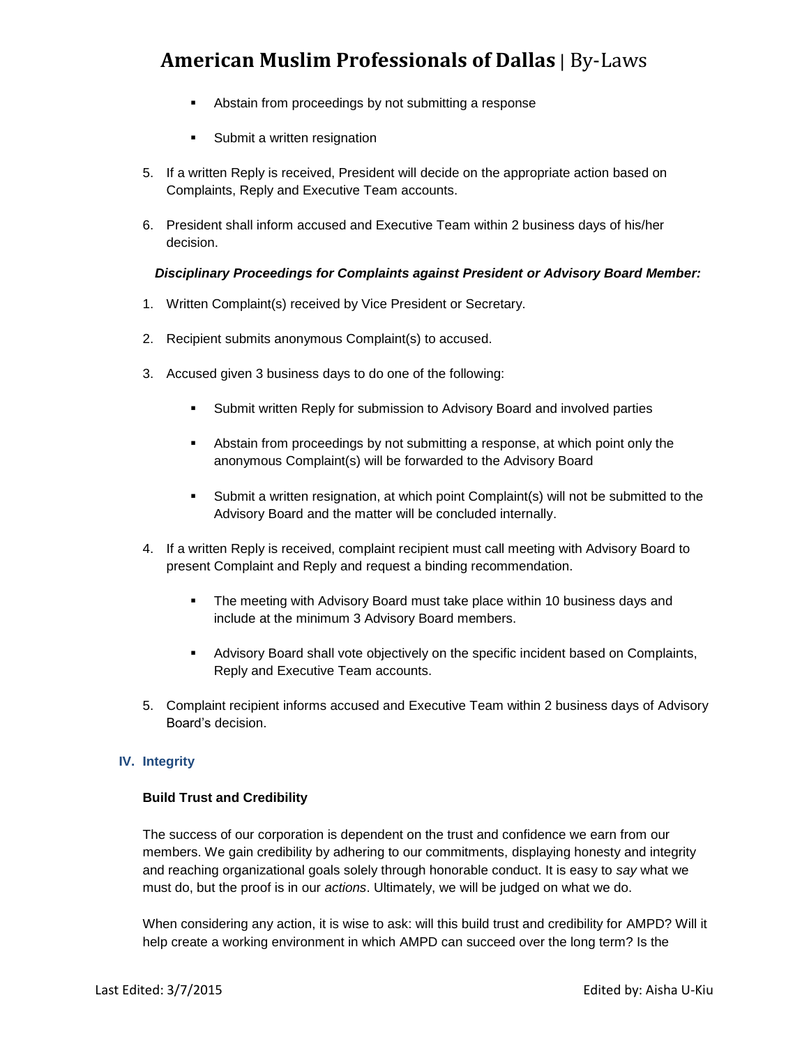- Abstain from proceedings by not submitting a response
- Submit a written resignation

5. If a written Reply is received, President will decide on the appropriate action based on Complaints, Reply and Executive Team accounts.
6. President shall inform accused and Executive Team within 2 business days of his/her decision.

***Disciplinary Proceedings for Complaints against President or Advisory Board Member:***

1. Written Complaint(s) received by Vice President or Secretary.
2. Recipient submits anonymous Complaint(s) to accused.
3. Accused given 3 business days to do one of the following:
   - Submit written Reply for submission to Advisory Board and involved parties
   - Abstain from proceedings by not submitting a response, at which point only the anonymous Complaint(s) will be forwarded to the Advisory Board
   - Submit a written resignation, at which point Complaint(s) will not be submitted to the Advisory Board and the matter will be concluded internally.
4. If a written Reply is received, complaint recipient must call meeting with Advisory Board to present Complaint and Reply and request a binding recommendation.
   - The meeting with Advisory Board must take place within 10 business days and include at the minimum 3 Advisory Board members.
   - Advisory Board shall vote objectively on the specific incident based on Complaints, Reply and Executive Team accounts.
5. Complaint recipient informs accused and Executive Team within 2 business days of Advisory Board's decision.

## IV. Integrity

**Build Trust and Credibility**

The success of our corporation is dependent on the trust and confidence we earn from our members. We gain credibility by adhering to our commitments, displaying honesty and integrity and reaching organizational goals solely through honorable conduct. It is easy to *say* what we must do, but the proof is in our *actions*. Ultimately, we will be judged on what we do.

When considering any action, it is wise to ask: will this build trust and credibility for AMPD? Will it help create a working environment in which AMPD can succeed over the long term? Is the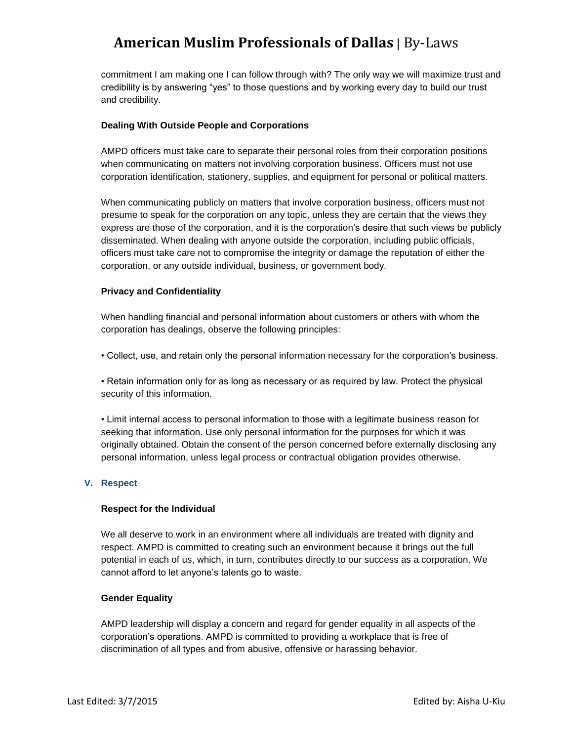commitment I am making one I can follow through with? The only way we will maximize trust and credibility is by answering "yes" to those questions and by working every day to build our trust and credibility.

**Dealing With Outside People and Corporations**

AMPD officers must take care to separate their personal roles from their corporation positions when communicating on matters not involving corporation business. Officers must not use corporation identification, stationery, supplies, and equipment for personal or political matters.

When communicating publicly on matters that involve corporation business, officers must not presume to speak for the corporation on any topic, unless they are certain that the views they express are those of the corporation, and it is the corporation's desire that such views be publicly disseminated. When dealing with anyone outside the corporation, including public officials, officers must take care not to compromise the integrity or damage the reputation of either the corporation, or any outside individual, business, or government body.

**Privacy and Confidentiality**

When handling financial and personal information about customers or others with whom the corporation has dealings, observe the following principles:

• Collect, use, and retain only the personal information necessary for the corporation's business.

• Retain information only for as long as necessary or as required by law. Protect the physical security of this information.

• Limit internal access to personal information to those with a legitimate business reason for seeking that information. Use only personal information for the purposes for which it was originally obtained. Obtain the consent of the person concerned before externally disclosing any personal information, unless legal process or contractual obligation provides otherwise.

## V. Respect

**Respect for the Individual**

We all deserve to work in an environment where all individuals are treated with dignity and respect. AMPD is committed to creating such an environment because it brings out the full potential in each of us, which, in turn, contributes directly to our success as a corporation. We cannot afford to let anyone's talents go to waste.

**Gender Equality**

AMPD leadership will display a concern and regard for gender equality in all aspects of the corporation's operations. AMPD is committed to providing a workplace that is free of discrimination of all types and from abusive, offensive or harassing behavior.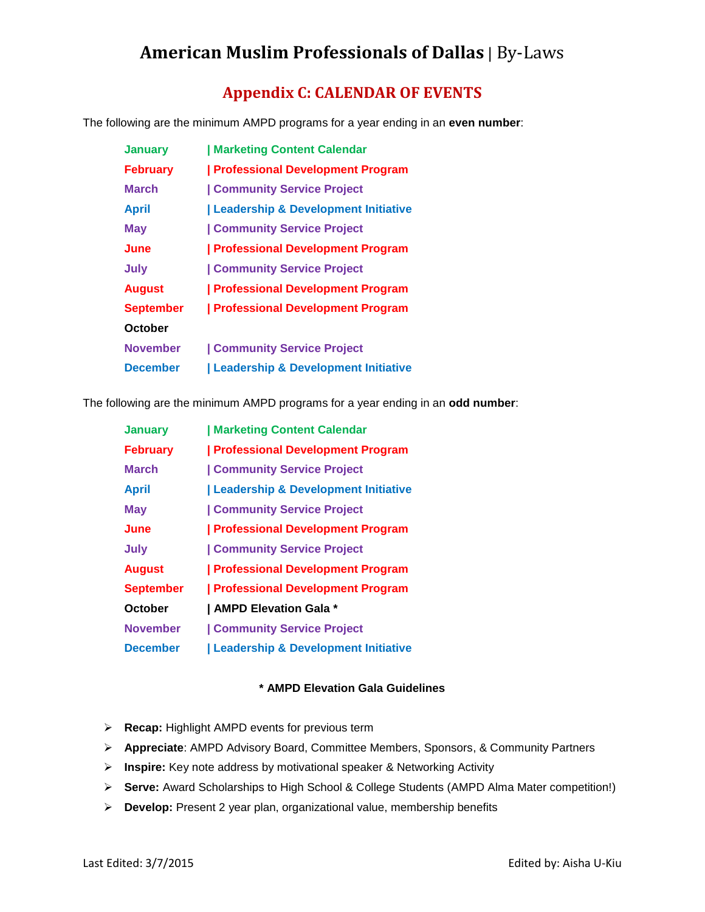# American Muslim Professionals of Dallas | By-Laws

## Appendix C: CALENDAR OF EVENTS

The following are the minimum AMPD programs for a year ending in an **even number**:

| Month | Program |
|---|---|
| **January** | **Marketing Content Calendar** |
| **February** | **Professional Development Program** |
| **March** | **Community Service Project** |
| **April** | **Leadership & Development Initiative** |
| **May** | **Community Service Project** |
| **June** | **Professional Development Program** |
| **July** | **Community Service Project** |
| **August** | **Professional Development Program** |
| **September** | **Professional Development Program** |
| **October** | |
| **November** | **Community Service Project** |
| **December** | **Leadership & Development Initiative** |

The following are the minimum AMPD programs for a year ending in an **odd number**:

| Month | Program |
|---|---|
| **January** | **Marketing Content Calendar** |
| **February** | **Professional Development Program** |
| **March** | **Community Service Project** |
| **April** | **Leadership & Development Initiative** |
| **May** | **Community Service Project** |
| **June** | **Professional Development Program** |
| **July** | **Community Service Project** |
| **August** | **Professional Development Program** |
| **September** | **Professional Development Program** |
| **October** | **AMPD Elevation Gala *** |
| **November** | **Community Service Project** |
| **December** | **Leadership & Development Initiative** |

**\* AMPD Elevation Gala Guidelines**

- **Recap:** Highlight AMPD events for previous term
- **Appreciate**: AMPD Advisory Board, Committee Members, Sponsors, & Community Partners
- **Inspire:** Key note address by motivational speaker & Networking Activity
- **Serve:** Award Scholarships to High School & College Students (AMPD Alma Mater competition!)
- **Develop:** Present 2 year plan, organizational value, membership benefits

Last Edited: 3/7/2015 Edited by: Aisha U-Kiu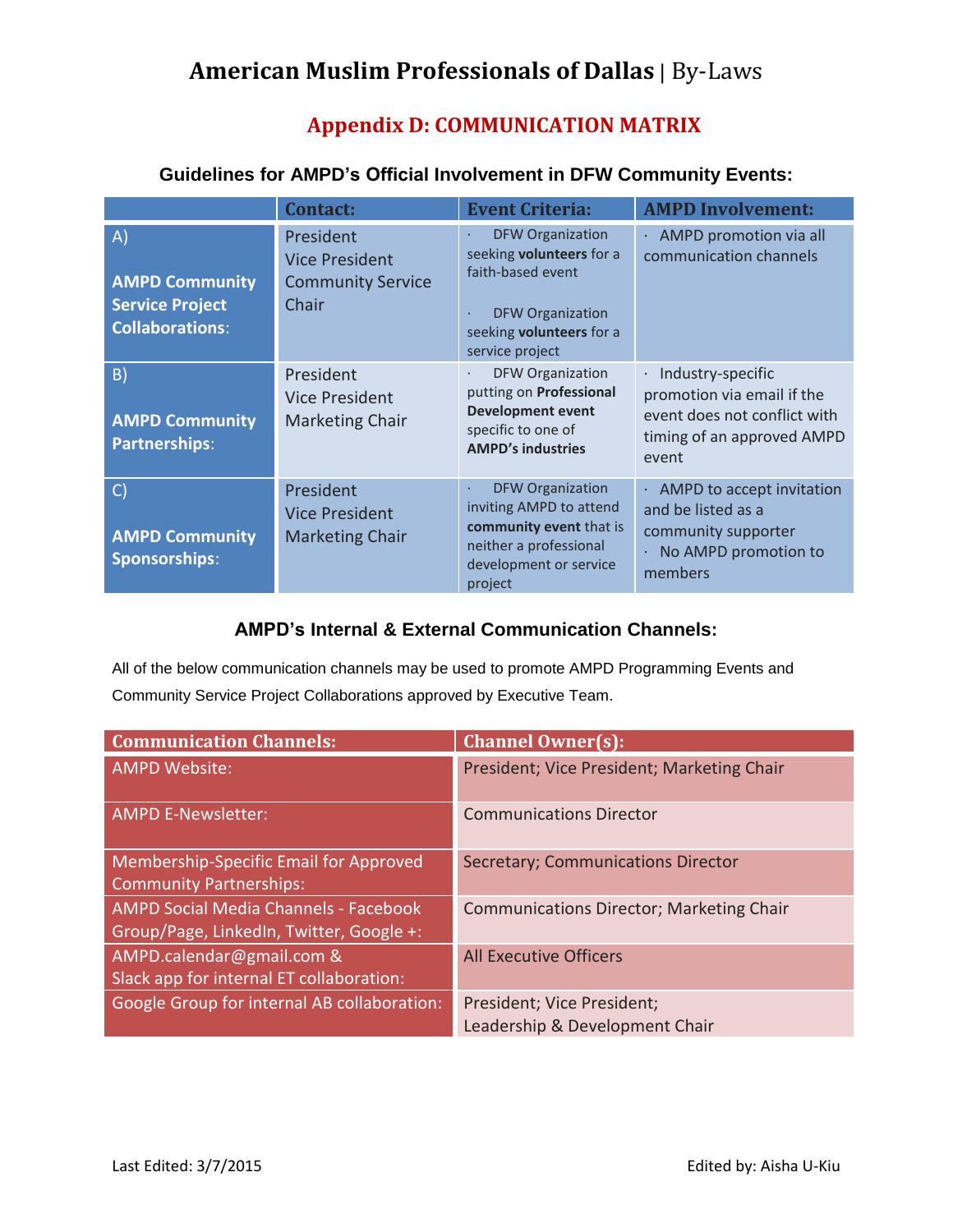# American Muslim Professionals of Dallas | By-Laws

## Appendix D: COMMUNICATION MATRIX

### Guidelines for AMPD's Official Involvement in DFW Community Events:

| | Contact: | Event Criteria: | AMPD Involvement: |
|---|---|---|---|
| A) **AMPD Community Service Project Collaborations**: | President<br>Vice President<br>Community Service Chair | · DFW Organization seeking **volunteers** for a faith-based event<br><br>· DFW Organization seeking **volunteers** for a service project | · AMPD promotion via all communication channels |
| B) **AMPD Community Partnerships**: | President<br>Vice President<br>Marketing Chair | · DFW Organization putting on **Professional Development event** specific to one of **AMPD's industries** | · Industry-specific promotion via email if the event does not conflict with timing of an approved AMPD event |
| C) **AMPD Community Sponsorships**: | President<br>Vice President<br>Marketing Chair | · DFW Organization inviting AMPD to attend **community event** that is neither a professional development or service project | · AMPD to accept invitation and be listed as a community supporter<br>· No AMPD promotion to members |

### AMPD's Internal & External Communication Channels:

All of the below communication channels may be used to promote AMPD Programming Events and Community Service Project Collaborations approved by Executive Team.

| Communication Channels: | Channel Owner(s): |
|---|---|
| AMPD Website: | President; Vice President; Marketing Chair |
| AMPD E-Newsletter: | Communications Director |
| Membership-Specific Email for Approved Community Partnerships: | Secretary; Communications Director |
| AMPD Social Media Channels - Facebook Group/Page, LinkedIn, Twitter, Google +: | Communications Director; Marketing Chair |
| AMPD.calendar@gmail.com & Slack app for internal ET collaboration: | All Executive Officers |
| Google Group for internal AB collaboration: | President; Vice President; Leadership & Development Chair |

Last Edited: 3/7/2015 Edited by: Aisha U-Kiu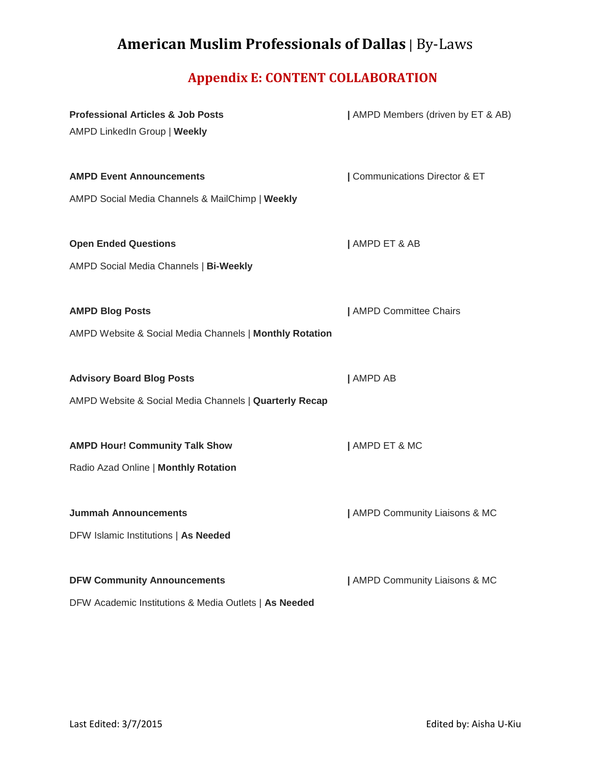# American Muslim Professionals of Dallas | By-Laws

## Appendix E: CONTENT COLLABORATION

**Professional Articles & Job Posts** | AMPD Members (driven by ET & AB)
AMPD LinkedIn Group | **Weekly**

**AMPD Event Announcements** | Communications Director & ET
AMPD Social Media Channels & MailChimp | **Weekly**

**Open Ended Questions** | AMPD ET & AB
AMPD Social Media Channels | **Bi-Weekly**

**AMPD Blog Posts** | AMPD Committee Chairs
AMPD Website & Social Media Channels | **Monthly Rotation**

**Advisory Board Blog Posts** | AMPD AB
AMPD Website & Social Media Channels | **Quarterly Recap**

**AMPD Hour! Community Talk Show** | AMPD ET & MC
Radio Azad Online | **Monthly Rotation**

**Jummah Announcements** | AMPD Community Liaisons & MC
DFW Islamic Institutions | **As Needed**

**DFW Community Announcements** | AMPD Community Liaisons & MC
DFW Academic Institutions & Media Outlets | **As Needed**

Last Edited: 3/7/2015 Edited by: Aisha U-Kiu